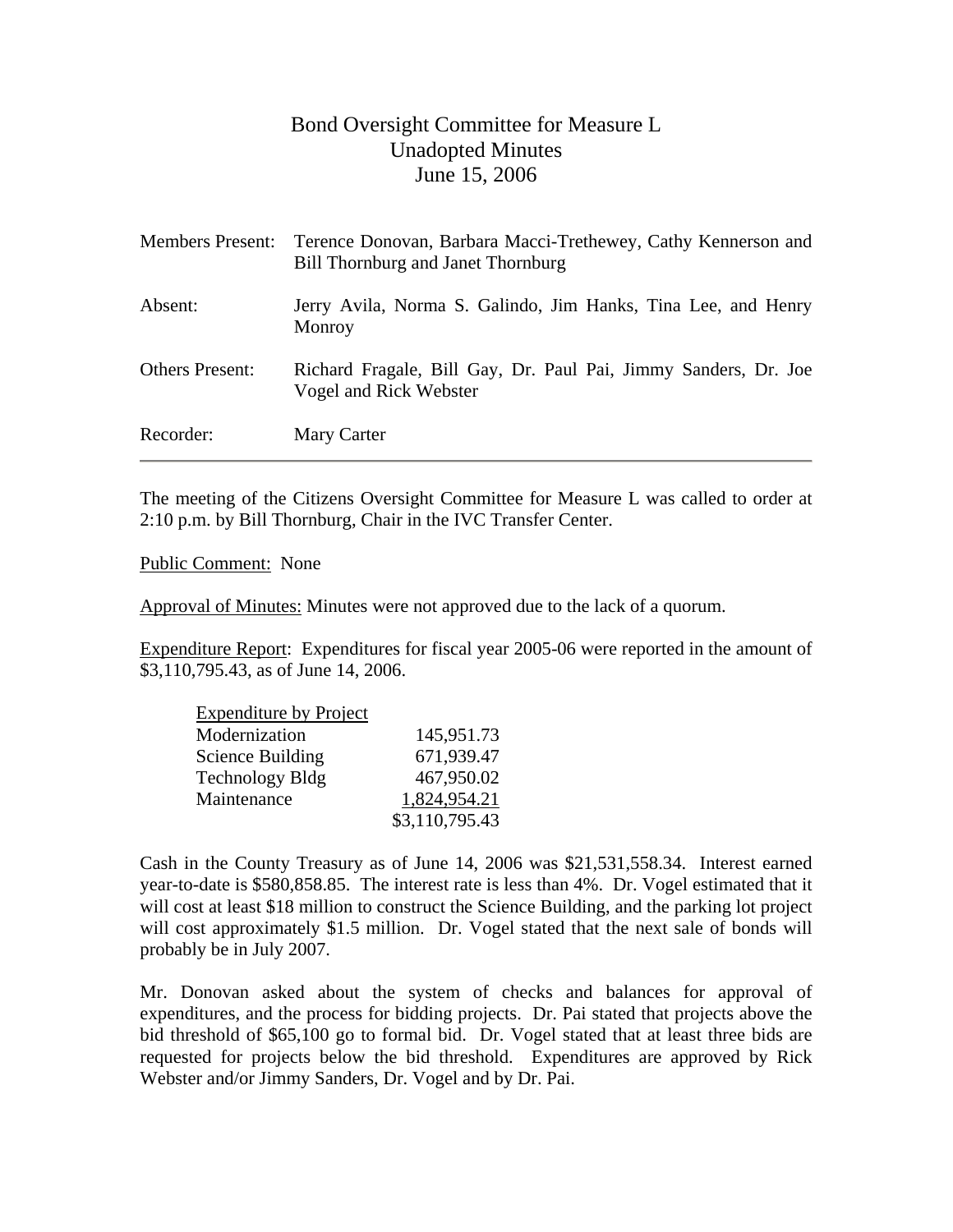# Bond Oversight Committee for Measure L
## Unadopted Minutes
## June 15, 2006

| | |
|---|---|
| Members Present: | Terence Donovan, Barbara Macci-Trethewey, Cathy Kennerson and Bill Thornburg and Janet Thornburg |
| Absent: | Jerry Avila, Norma S. Galindo, Jim Hanks, Tina Lee, and Henry Monroy |
| Others Present: | Richard Fragale, Bill Gay, Dr. Paul Pai, Jimmy Sanders, Dr. Joe Vogel and Rick Webster |
| Recorder: | Mary Carter |

---

The meeting of the Citizens Oversight Committee for Measure L was called to order at 2:10 p.m. by Bill Thornburg, Chair in the IVC Transfer Center.

Public Comment: None

Approval of Minutes: Minutes were not approved due to the lack of a quorum.

Expenditure Report: Expenditures for fiscal year 2005-06 were reported in the amount of $3,110,795.43, as of June 14, 2006.

| Expenditure by Project | |
|---|---|
| Modernization | 145,951.73 |
| Science Building | 671,939.47 |
| Technology Bldg | 467,950.02 |
| Maintenance | 1,824,954.21 |
| | $3,110,795.43 |

Cash in the County Treasury as of June 14, 2006 was $21,531,558.34. Interest earned year-to-date is $580,858.85. The interest rate is less than 4%. Dr. Vogel estimated that it will cost at least $18 million to construct the Science Building, and the parking lot project will cost approximately $1.5 million. Dr. Vogel stated that the next sale of bonds will probably be in July 2007.

Mr. Donovan asked about the system of checks and balances for approval of expenditures, and the process for bidding projects. Dr. Pai stated that projects above the bid threshold of $65,100 go to formal bid. Dr. Vogel stated that at least three bids are requested for projects below the bid threshold. Expenditures are approved by Rick Webster and/or Jimmy Sanders, Dr. Vogel and by Dr. Pai.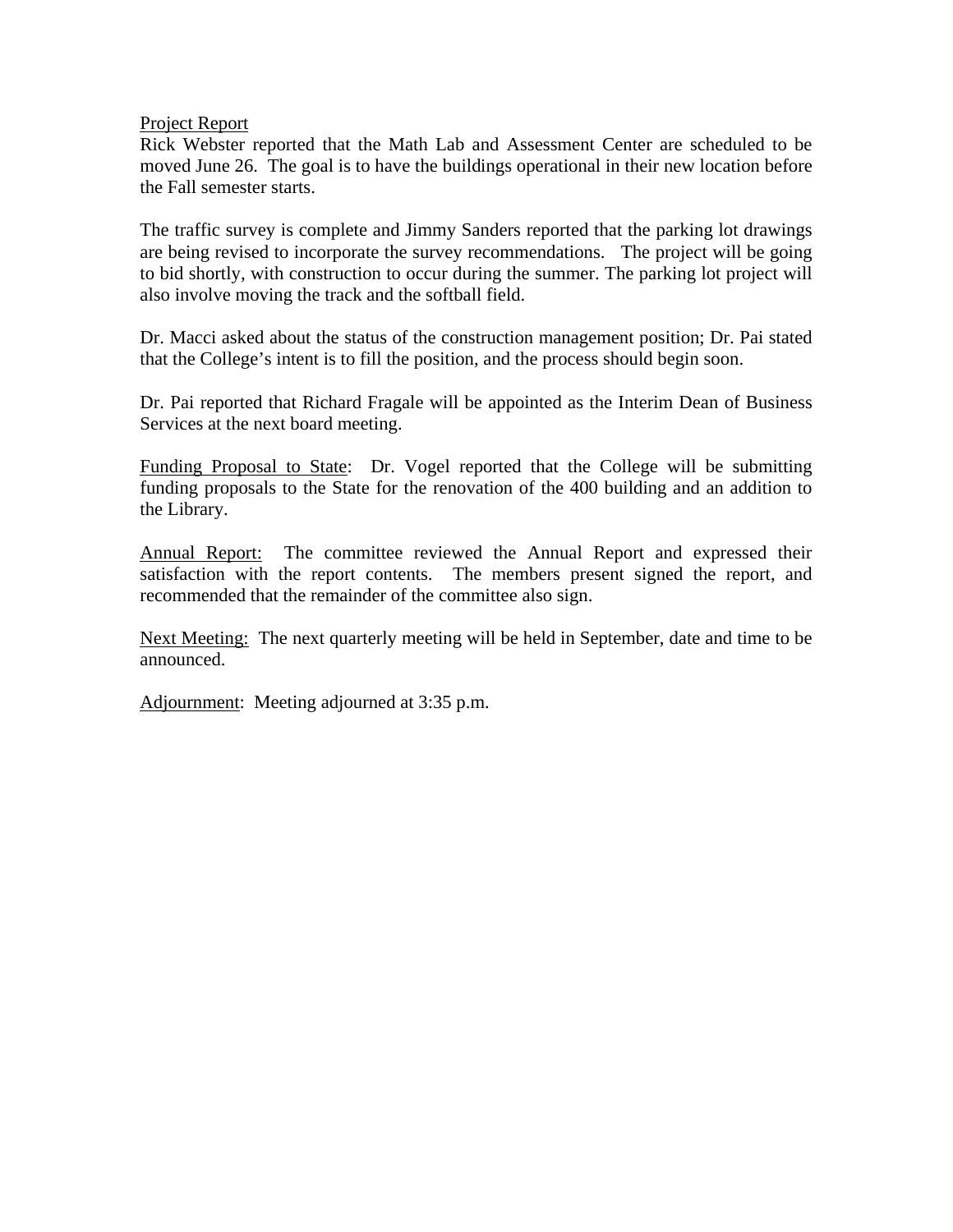Project Report

Rick Webster reported that the Math Lab and Assessment Center are scheduled to be moved June 26. The goal is to have the buildings operational in their new location before the Fall semester starts.

The traffic survey is complete and Jimmy Sanders reported that the parking lot drawings are being revised to incorporate the survey recommendations. The project will be going to bid shortly, with construction to occur during the summer. The parking lot project will also involve moving the track and the softball field.

Dr. Macci asked about the status of the construction management position; Dr. Pai stated that the College's intent is to fill the position, and the process should begin soon.

Dr. Pai reported that Richard Fragale will be appointed as the Interim Dean of Business Services at the next board meeting.

Funding Proposal to State: Dr. Vogel reported that the College will be submitting funding proposals to the State for the renovation of the 400 building and an addition to the Library.

Annual Report: The committee reviewed the Annual Report and expressed their satisfaction with the report contents. The members present signed the report, and recommended that the remainder of the committee also sign.

Next Meeting: The next quarterly meeting will be held in September, date and time to be announced.

Adjournment: Meeting adjourned at 3:35 p.m.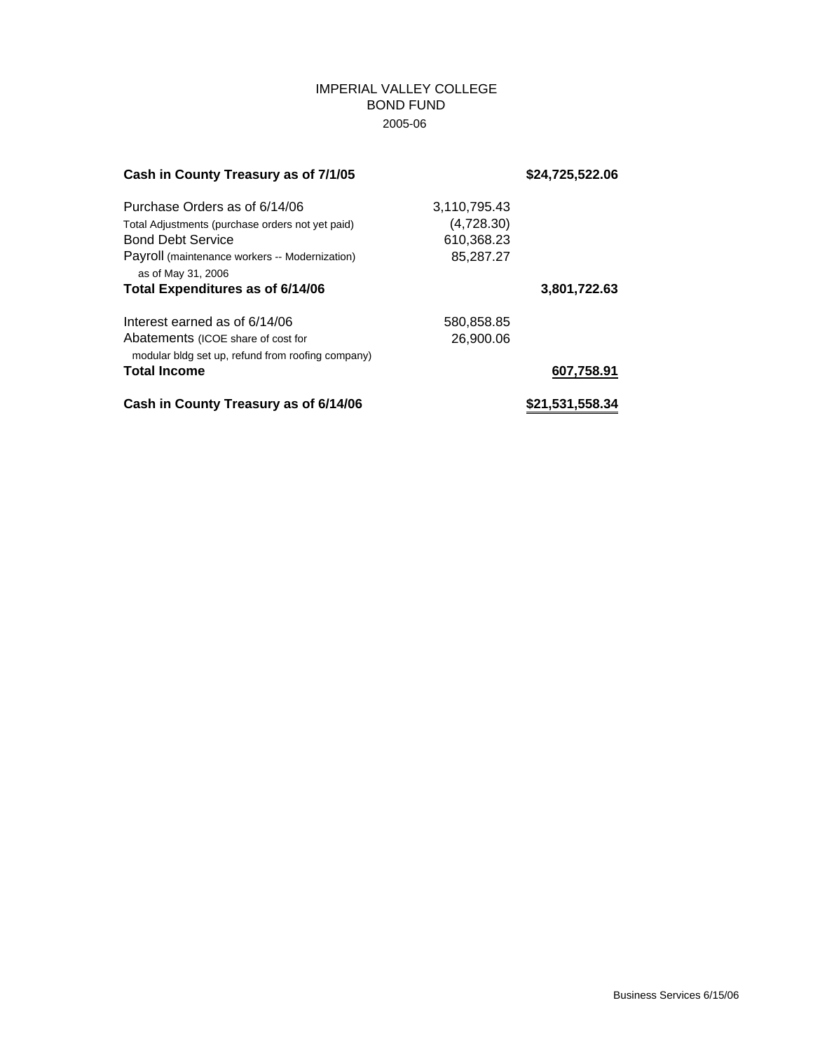# IMPERIAL VALLEY COLLEGE
## BOND FUND
2005-06

| | | |
|---|---|---|
| **Cash in County Treasury as of 7/1/05** | | **$24,725,522.06** |
| Purchase Orders as of 6/14/06 | 3,110,795.43 | |
| Total Adjustments (purchase orders not yet paid) | (4,728.30) | |
| Bond Debt Service | 610,368.23 | |
| Payroll (maintenance workers -- Modernization) as of May 31, 2006 | 85,287.27 | |
| **Total Expenditures as of 6/14/06** | | **3,801,722.63** |
| Interest earned as of 6/14/06 | 580,858.85 | |
| Abatements (ICOE share of cost for modular bldg set up, refund from roofing company) | 26,900.06 | |
| **Total Income** | | **607,758.91** |
| **Cash in County Treasury as of 6/14/06** | | **$21,531,558.34** |

Business Services 6/15/06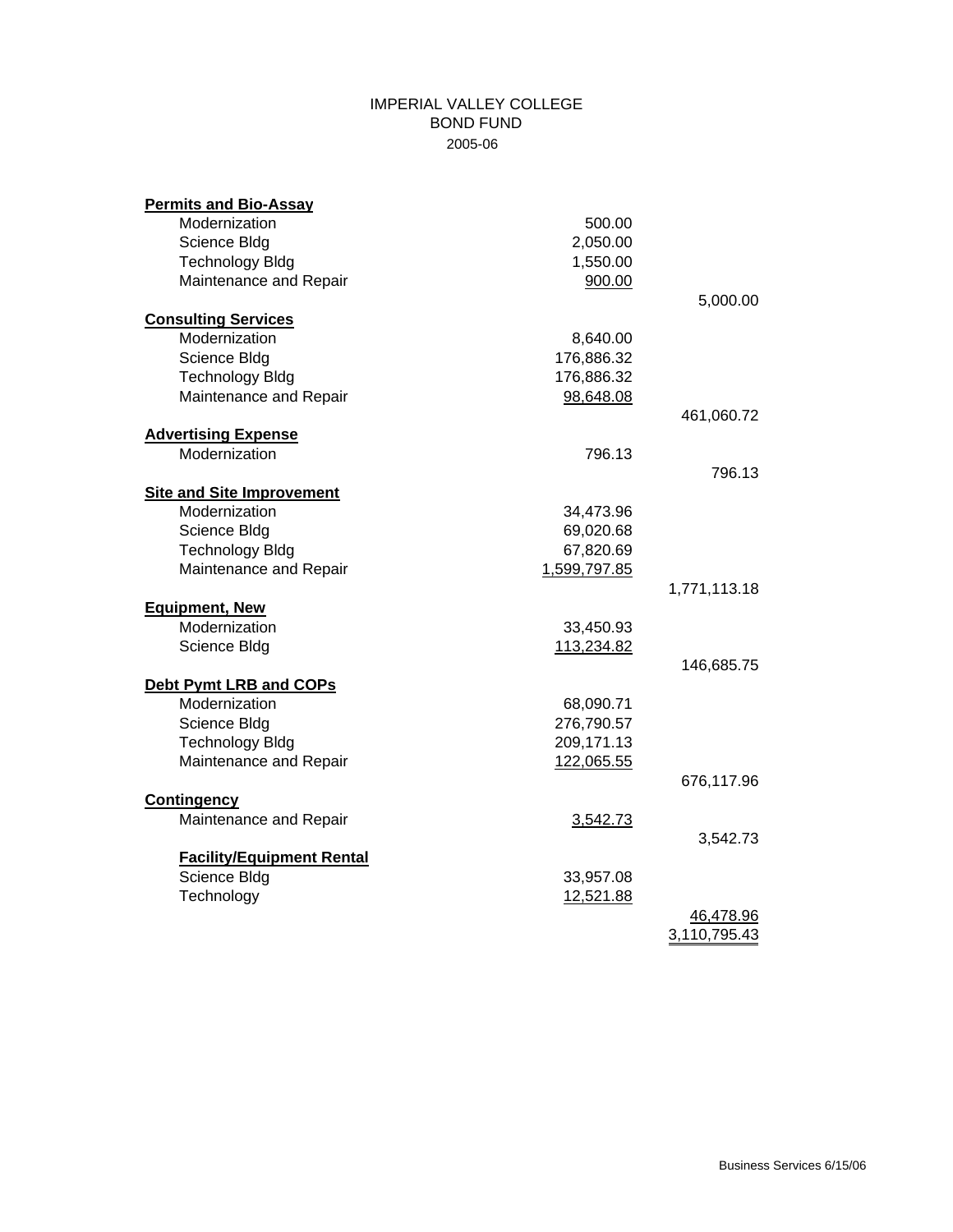IMPERIAL VALLEY COLLEGE
BOND FUND
2005-06

| | | |
|---|---|---|
| **Permits and Bio-Assay** | | |
| Modernization | 500.00 | |
| Science Bldg | 2,050.00 | |
| Technology Bldg | 1,550.00 | |
| Maintenance and Repair | 900.00 | |
| | | 5,000.00 |
| **Consulting Services** | | |
| Modernization | 8,640.00 | |
| Science Bldg | 176,886.32 | |
| Technology Bldg | 176,886.32 | |
| Maintenance and Repair | 98,648.08 | |
| | | 461,060.72 |
| **Advertising Expense** | | |
| Modernization | 796.13 | |
| | | 796.13 |
| **Site and Site Improvement** | | |
| Modernization | 34,473.96 | |
| Science Bldg | 69,020.68 | |
| Technology Bldg | 67,820.69 | |
| Maintenance and Repair | 1,599,797.85 | |
| | | 1,771,113.18 |
| **Equipment, New** | | |
| Modernization | 33,450.93 | |
| Science Bldg | 113,234.82 | |
| | | 146,685.75 |
| **Debt Pymt LRB and COPs** | | |
| Modernization | 68,090.71 | |
| Science Bldg | 276,790.57 | |
| Technology Bldg | 209,171.13 | |
| Maintenance and Repair | 122,065.55 | |
| | | 676,117.96 |
| **Contingency** | | |
| Maintenance and Repair | 3,542.73 | |
| | | 3,542.73 |
| **Facility/Equipment Rental** | | |
| Science Bldg | 33,957.08 | |
| Technology | 12,521.88 | |
| | | 46,478.96 |
| | | 3,110,795.43 |

Business Services 6/15/06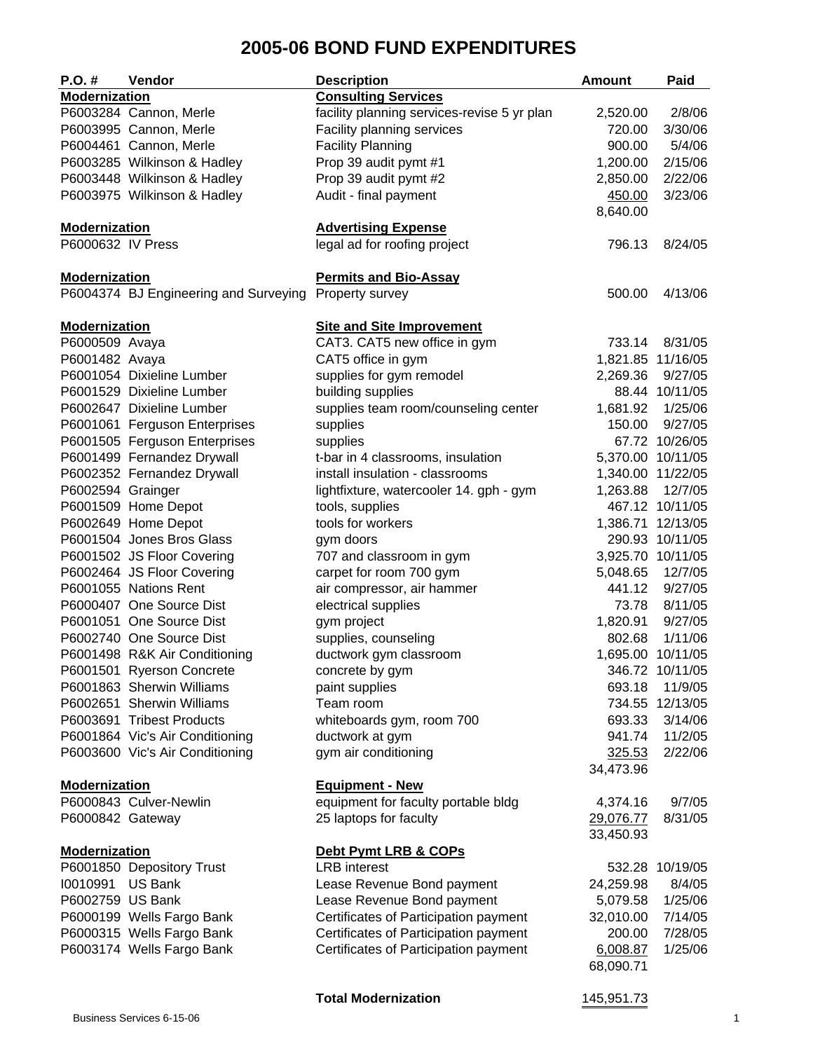# 2005-06 BOND FUND EXPENDITURES

| P.O. # | Vendor | Description | Amount | Paid |
|---|---|---|---|---|
| **Modernization** | | **Consulting Services** | | |
| P6003284 | Cannon, Merle | facility planning services-revise 5 yr plan | 2,520.00 | 2/8/06 |
| P6003995 | Cannon, Merle | Facility planning services | 720.00 | 3/30/06 |
| P6004461 | Cannon, Merle | Facility Planning | 900.00 | 5/4/06 |
| P6003285 | Wilkinson & Hadley | Prop 39 audit pymt #1 | 1,200.00 | 2/15/06 |
| P6003448 | Wilkinson & Hadley | Prop 39 audit pymt #2 | 2,850.00 | 2/22/06 |
| P6003975 | Wilkinson & Hadley | Audit - final payment | 450.00 | 3/23/06 |
| | | | 8,640.00 | |
| **Modernization** | | **Advertising Expense** | | |
| P6000632 | IV Press | legal ad for roofing project | 796.13 | 8/24/05 |
| **Modernization** | | **Permits and Bio-Assay** | | |
| P6004374 | BJ Engineering and Surveying | Property survey | 500.00 | 4/13/06 |
| **Modernization** | | **Site and Site Improvement** | | |
| P6000509 | Avaya | CAT3. CAT5 new office in gym | 733.14 | 8/31/05 |
| P6001482 | Avaya | CAT5 office in gym | 1,821.85 | 11/16/05 |
| P6001054 | Dixieline Lumber | supplies for gym remodel | 2,269.36 | 9/27/05 |
| P6001529 | Dixieline Lumber | building supplies | 88.44 | 10/11/05 |
| P6002647 | Dixieline Lumber | supplies team room/counseling center | 1,681.92 | 1/25/06 |
| P6001061 | Ferguson Enterprises | supplies | 150.00 | 9/27/05 |
| P6001505 | Ferguson Enterprises | supplies | 67.72 | 10/26/05 |
| P6001499 | Fernandez Drywall | t-bar in 4 classrooms, insulation | 5,370.00 | 10/11/05 |
| P6002352 | Fernandez Drywall | install insulation - classrooms | 1,340.00 | 11/22/05 |
| P6002594 | Grainger | lightfixture, watercooler 14. gph - gym | 1,263.88 | 12/7/05 |
| P6001509 | Home Depot | tools, supplies | 467.12 | 10/11/05 |
| P6002649 | Home Depot | tools for workers | 1,386.71 | 12/13/05 |
| P6001504 | Jones Bros Glass | gym doors | 290.93 | 10/11/05 |
| P6001502 | JS Floor Covering | 707 and classroom in gym | 3,925.70 | 10/11/05 |
| P6002464 | JS Floor Covering | carpet for room 700 gym | 5,048.65 | 12/7/05 |
| P6001055 | Nations Rent | air compressor, air hammer | 441.12 | 9/27/05 |
| P6000407 | One Source Dist | electrical supplies | 73.78 | 8/11/05 |
| P6001051 | One Source Dist | gym project | 1,820.91 | 9/27/05 |
| P6002740 | One Source Dist | supplies, counseling | 802.68 | 1/11/06 |
| P6001498 | R&K Air Conditioning | ductwork gym classroom | 1,695.00 | 10/11/05 |
| P6001501 | Ryerson Concrete | concrete by gym | 346.72 | 10/11/05 |
| P6001863 | Sherwin Williams | paint supplies | 693.18 | 11/9/05 |
| P6002651 | Sherwin Williams | Team room | 734.55 | 12/13/05 |
| P6003691 | Tribest Products | whiteboards gym, room 700 | 693.33 | 3/14/06 |
| P6001864 | Vic's Air Conditioning | ductwork at gym | 941.74 | 11/2/05 |
| P6003600 | Vic's Air Conditioning | gym air conditioning | 325.53 | 2/22/06 |
| | | | 34,473.96 | |
| **Modernization** | | **Equipment - New** | | |
| P6000843 | Culver-Newlin | equipment for faculty portable bldg | 4,374.16 | 9/7/05 |
| P6000842 | Gateway | 25 laptops for faculty | 29,076.77 | 8/31/05 |
| | | | 33,450.93 | |
| **Modernization** | | **Debt Pymt LRB & COPs** | | |
| P6001850 | Depository Trust | LRB interest | 532.28 | 10/19/05 |
| I0010991 | US Bank | Lease Revenue Bond payment | 24,259.98 | 8/4/05 |
| P6002759 | US Bank | Lease Revenue Bond payment | 5,079.58 | 1/25/06 |
| P6000199 | Wells Fargo Bank | Certificates of Participation payment | 32,010.00 | 7/14/05 |
| P6000315 | Wells Fargo Bank | Certificates of Participation payment | 200.00 | 7/28/05 |
| P6003174 | Wells Fargo Bank | Certificates of Participation payment | 6,008.87 | 1/25/06 |
| | | | 68,090.71 | |
| | | **Total Modernization** | 145,951.73 | |

Business Services 6-15-06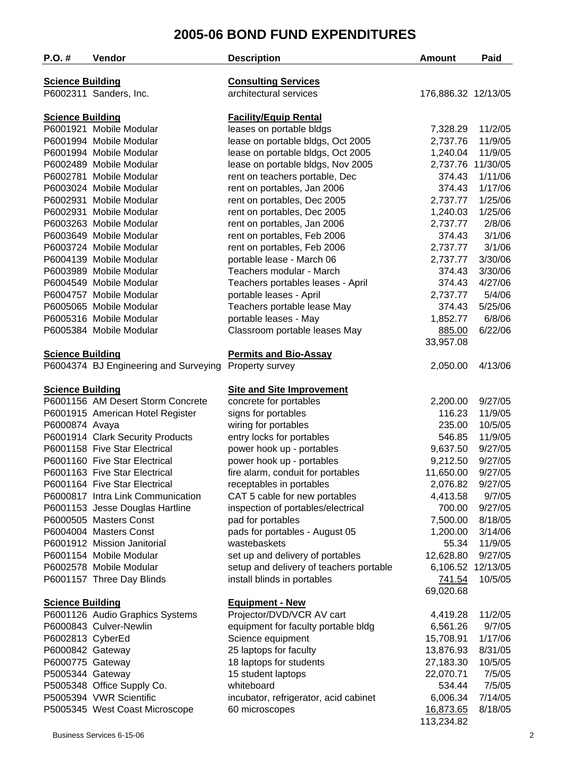# 2005-06 BOND FUND EXPENDITURES

| P.O. # | Vendor | Description | Amount | Paid |
|---|---|---|---|---|
| **Science Building** | | **Consulting Services** | | |
| P6002311 | Sanders, Inc. | architectural services | 176,886.32 | 12/13/05 |
| | | | | |
| **Science Building** | | **Facility/Equip Rental** | | |
| P6001921 | Mobile Modular | leases on portable bldgs | 7,328.29 | 11/2/05 |
| P6001994 | Mobile Modular | lease on portable bldgs, Oct 2005 | 2,737.76 | 11/9/05 |
| P6001994 | Mobile Modular | lease on portable bldgs, Oct 2005 | 1,240.04 | 11/9/05 |
| P6002489 | Mobile Modular | lease on portable bldgs, Nov 2005 | 2,737.76 | 11/30/05 |
| P6002781 | Mobile Modular | rent on teachers portable, Dec | 374.43 | 1/11/06 |
| P6003024 | Mobile Modular | rent on portables, Jan 2006 | 374.43 | 1/17/06 |
| P6002931 | Mobile Modular | rent on portables, Dec 2005 | 2,737.77 | 1/25/06 |
| P6002931 | Mobile Modular | rent on portables, Dec 2005 | 1,240.03 | 1/25/06 |
| P6003263 | Mobile Modular | rent on portables, Jan 2006 | 2,737.77 | 2/8/06 |
| P6003649 | Mobile Modular | rent on portables, Feb 2006 | 374.43 | 3/1/06 |
| P6003724 | Mobile Modular | rent on portables, Feb 2006 | 2,737.77 | 3/1/06 |
| P6004139 | Mobile Modular | portable lease - March 06 | 2,737.77 | 3/30/06 |
| P6003989 | Mobile Modular | Teachers modular - March | 374.43 | 3/30/06 |
| P6004549 | Mobile Modular | Teachers portables leases - April | 374.43 | 4/27/06 |
| P6004757 | Mobile Modular | portable leases - April | 2,737.77 | 5/4/06 |
| P6005065 | Mobile Modular | Teachers portable lease May | 374.43 | 5/25/06 |
| P6005316 | Mobile Modular | portable leases - May | 1,852.77 | 6/8/06 |
| P6005384 | Mobile Modular | Classroom portable leases May | 885.00 | 6/22/06 |
| | | | 33,957.08 | |
| **Science Building** | | **Permits and Bio-Assay** | | |
| P6004374 | BJ Engineering and Surveying | Property survey | 2,050.00 | 4/13/06 |
| | | | | |
| **Science Building** | | **Site and Site Improvement** | | |
| P6001156 | AM Desert Storm Concrete | concrete for portables | 2,200.00 | 9/27/05 |
| P6001915 | American Hotel Register | signs for portables | 116.23 | 11/9/05 |
| P6000874 | Avaya | wiring for portables | 235.00 | 10/5/05 |
| P6001914 | Clark Security Products | entry locks for portables | 546.85 | 11/9/05 |
| P6001158 | Five Star Electrical | power hook up - portables | 9,637.50 | 9/27/05 |
| P6001160 | Five Star Electrical | power hook up - portables | 9,212.50 | 9/27/05 |
| P6001163 | Five Star Electrical | fire alarm, conduit for portables | 11,650.00 | 9/27/05 |
| P6001164 | Five Star Electrical | receptables in portables | 2,076.82 | 9/27/05 |
| P6000817 | Intra Link Communication | CAT 5 cable for new portables | 4,413.58 | 9/7/05 |
| P6001153 | Jesse Douglas Hartline | inspection of portables/electrical | 700.00 | 9/27/05 |
| P6000505 | Masters Const | pad for portables | 7,500.00 | 8/18/05 |
| P6004004 | Masters Const | pads for portables - August 05 | 1,200.00 | 3/14/06 |
| P6001912 | Mission Janitorial | wastebaskets | 55.34 | 11/9/05 |
| P6001154 | Mobile Modular | set up and delivery of portables | 12,628.80 | 9/27/05 |
| P6002578 | Mobile Modular | setup and delivery of teachers portable | 6,106.52 | 12/13/05 |
| P6001157 | Three Day Blinds | install blinds in portables | 741.54 | 10/5/05 |
| | | | 69,020.68 | |
| **Science Building** | | **Equipment - New** | | |
| P6001126 | Audio Graphics Systems | Projector/DVD/VCR AV cart | 4,419.28 | 11/2/05 |
| P6000843 | Culver-Newlin | equipment for faculty portable bldg | 6,561.26 | 9/7/05 |
| P6002813 | CyberEd | Science equipment | 15,708.91 | 1/17/06 |
| P6000842 | Gateway | 25 laptops for faculty | 13,876.93 | 8/31/05 |
| P6000775 | Gateway | 18 laptops for students | 27,183.30 | 10/5/05 |
| P5005344 | Gateway | 15 student laptops | 22,070.71 | 7/5/05 |
| P5005348 | Office Supply Co. | whiteboard | 534.44 | 7/5/05 |
| P5005394 | VWR Scientific | incubator, refrigerator, acid cabinet | 6,006.34 | 7/14/05 |
| P5005345 | West Coast Microscope | 60 microscopes | 16,873.65 | 8/18/05 |
| | | | 113,234.82 | |

Business Services 6-15-06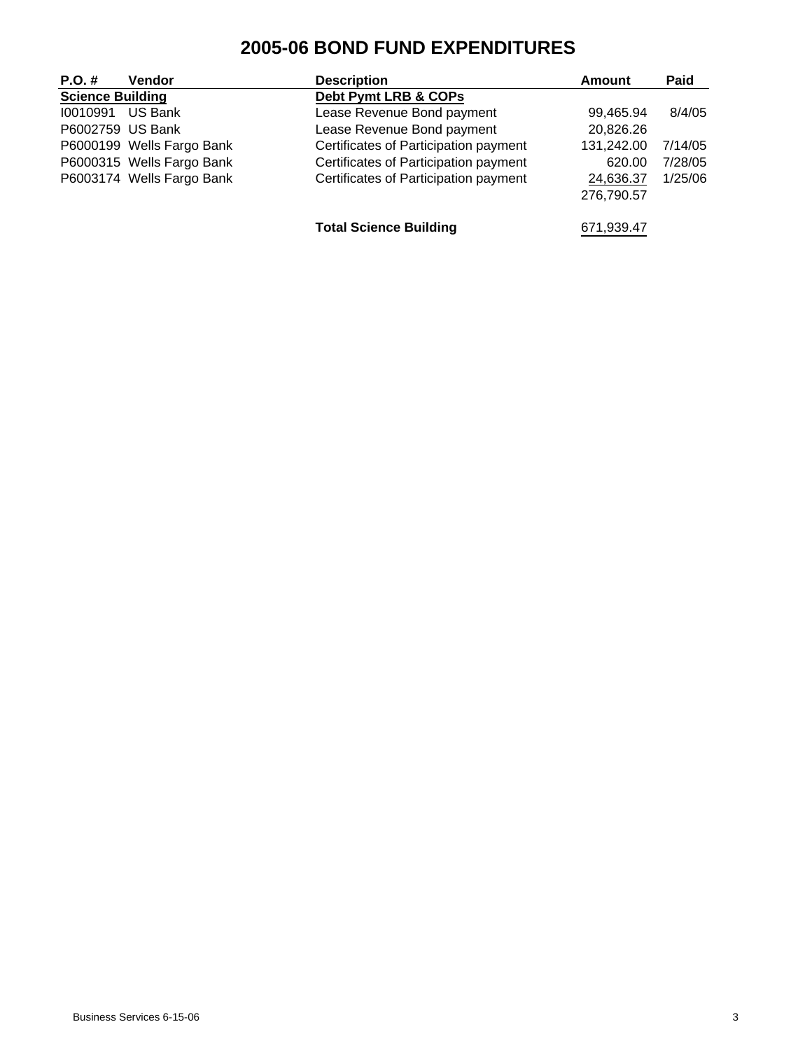# 2005-06 BOND FUND EXPENDITURES

| P.O. # | Vendor | Description | Amount | Paid |
|---|---|---|---|---|
| **Science Building** | | **Debt Pymt LRB & COPs** | | |
| I0010991 | US Bank | Lease Revenue Bond payment | 99,465.94 | 8/4/05 |
| P6002759 | US Bank | Lease Revenue Bond payment | 20,826.26 | |
| P6000199 | Wells Fargo Bank | Certificates of Participation payment | 131,242.00 | 7/14/05 |
| P6000315 | Wells Fargo Bank | Certificates of Participation payment | 620.00 | 7/28/05 |
| P6003174 | Wells Fargo Bank | Certificates of Participation payment | 24,636.37 | 1/25/06 |
| | | | 276,790.57 | |
| | | **Total Science Building** | 671,939.47 | |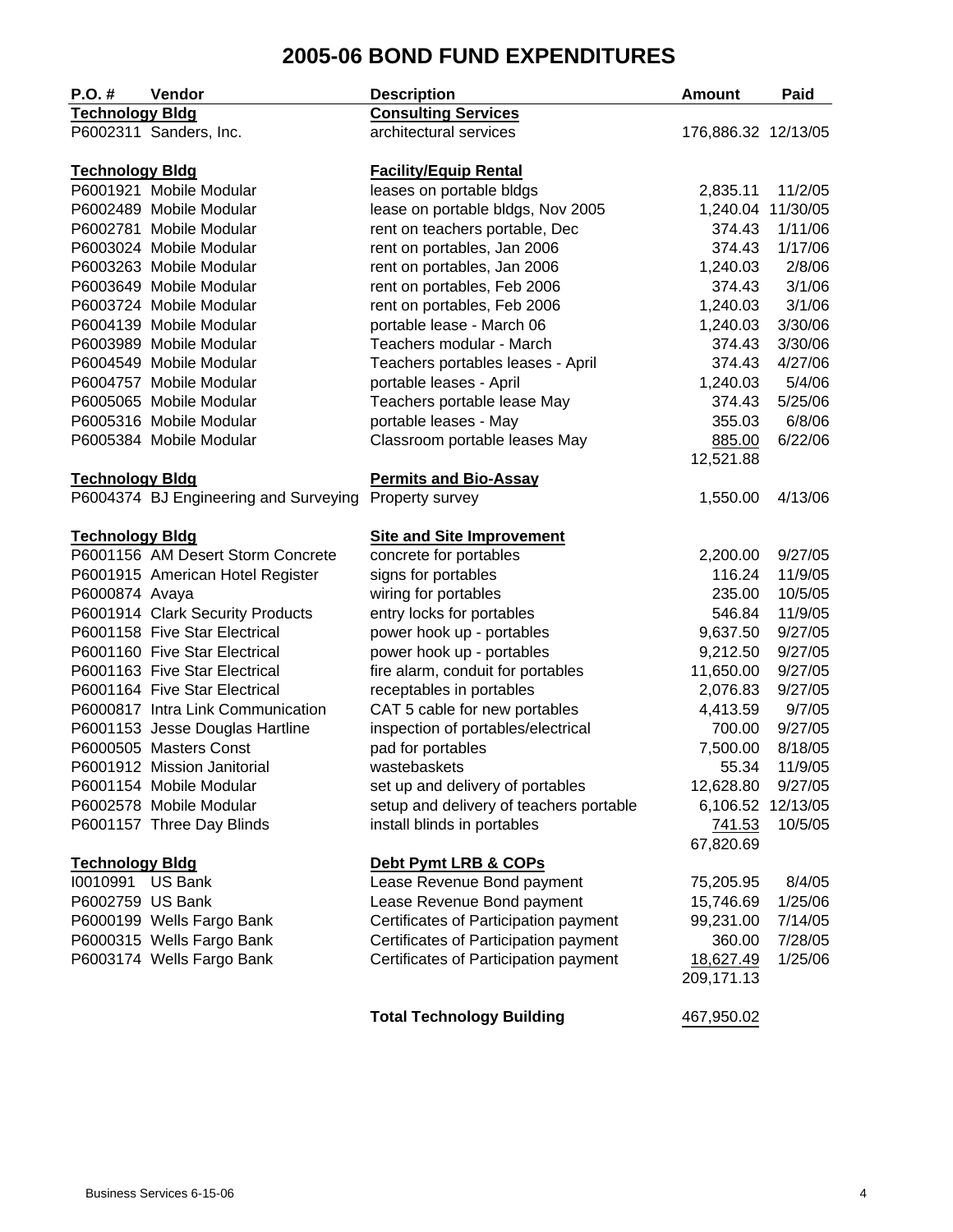# 2005-06 BOND FUND EXPENDITURES

| P.O. # | Vendor | Description | Amount | Paid |
|---|---|---|---|---|
| **Technology Bldg** | | **Consulting Services** | | |
| P6002311 | Sanders, Inc. | architectural services | 176,886.32 | 12/13/05 |
| | | | | |
| **Technology Bldg** | | **Facility/Equip Rental** | | |
| P6001921 | Mobile Modular | leases on portable bldgs | 2,835.11 | 11/2/05 |
| P6002489 | Mobile Modular | lease on portable bldgs, Nov 2005 | 1,240.04 | 11/30/05 |
| P6002781 | Mobile Modular | rent on teachers portable, Dec | 374.43 | 1/11/06 |
| P6003024 | Mobile Modular | rent on portables, Jan 2006 | 374.43 | 1/17/06 |
| P6003263 | Mobile Modular | rent on portables, Jan 2006 | 1,240.03 | 2/8/06 |
| P6003649 | Mobile Modular | rent on portables, Feb 2006 | 374.43 | 3/1/06 |
| P6003724 | Mobile Modular | rent on portables, Feb 2006 | 1,240.03 | 3/1/06 |
| P6004139 | Mobile Modular | portable lease - March 06 | 1,240.03 | 3/30/06 |
| P6003989 | Mobile Modular | Teachers modular - March | 374.43 | 3/30/06 |
| P6004549 | Mobile Modular | Teachers portables leases - April | 374.43 | 4/27/06 |
| P6004757 | Mobile Modular | portable leases - April | 1,240.03 | 5/4/06 |
| P6005065 | Mobile Modular | Teachers portable lease May | 374.43 | 5/25/06 |
| P6005316 | Mobile Modular | portable leases - May | 355.03 | 6/8/06 |
| P6005384 | Mobile Modular | Classroom portable leases May | 885.00 | 6/22/06 |
| | | | 12,521.88 | |
| **Technology Bldg** | | **Permits and Bio-Assay** | | |
| P6004374 | BJ Engineering and Surveying | Property survey | 1,550.00 | 4/13/06 |
| | | | | |
| **Technology Bldg** | | **Site and Site Improvement** | | |
| P6001156 | AM Desert Storm Concrete | concrete for portables | 2,200.00 | 9/27/05 |
| P6001915 | American Hotel Register | signs for portables | 116.24 | 11/9/05 |
| P6000874 | Avaya | wiring for portables | 235.00 | 10/5/05 |
| P6001914 | Clark Security Products | entry locks for portables | 546.84 | 11/9/05 |
| P6001158 | Five Star Electrical | power hook up - portables | 9,637.50 | 9/27/05 |
| P6001160 | Five Star Electrical | power hook up - portables | 9,212.50 | 9/27/05 |
| P6001163 | Five Star Electrical | fire alarm, conduit for portables | 11,650.00 | 9/27/05 |
| P6001164 | Five Star Electrical | receptables in portables | 2,076.83 | 9/27/05 |
| P6000817 | Intra Link Communication | CAT 5 cable for new portables | 4,413.59 | 9/7/05 |
| P6001153 | Jesse Douglas Hartline | inspection of portables/electrical | 700.00 | 9/27/05 |
| P6000505 | Masters Const | pad for portables | 7,500.00 | 8/18/05 |
| P6001912 | Mission Janitorial | wastebaskets | 55.34 | 11/9/05 |
| P6001154 | Mobile Modular | set up and delivery of portables | 12,628.80 | 9/27/05 |
| P6002578 | Mobile Modular | setup and delivery of teachers portable | 6,106.52 | 12/13/05 |
| P6001157 | Three Day Blinds | install blinds in portables | 741.53 | 10/5/05 |
| | | | 67,820.69 | |
| **Technology Bldg** | | **Debt Pymt LRB & COPs** | | |
| I0010991 | US Bank | Lease Revenue Bond payment | 75,205.95 | 8/4/05 |
| P6002759 | US Bank | Lease Revenue Bond payment | 15,746.69 | 1/25/06 |
| P6000199 | Wells Fargo Bank | Certificates of Participation payment | 99,231.00 | 7/14/05 |
| P6000315 | Wells Fargo Bank | Certificates of Participation payment | 360.00 | 7/28/05 |
| P6003174 | Wells Fargo Bank | Certificates of Participation payment | 18,627.49 | 1/25/06 |
| | | | 209,171.13 | |
| | | | | |
| | | **Total Technology Building** | 467,950.02 | |

Business Services 6-15-06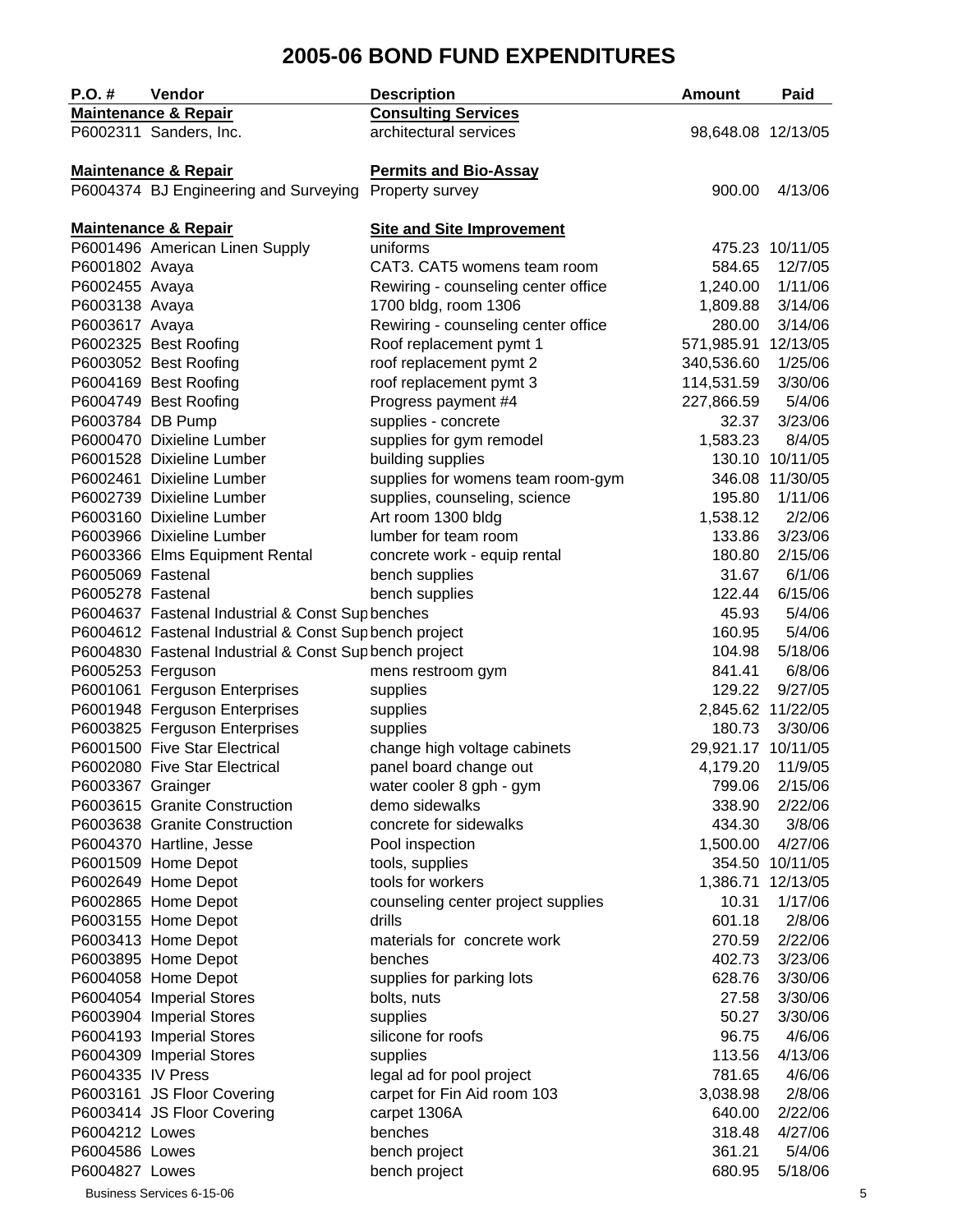# 2005-06 BOND FUND EXPENDITURES

| P.O. # | Vendor | Description | Amount | Paid |
|---|---|---|---|---|
| **Maintenance & Repair** | | **Consulting Services** | | |
| P6002311 | Sanders, Inc. | architectural services | 98,648.08 | 12/13/05 |
| | | | | |
| **Maintenance & Repair** | | **Permits and Bio-Assay** | | |
| P6004374 | BJ Engineering and Surveying | Property survey | 900.00 | 4/13/06 |
| | | | | |
| **Maintenance & Repair** | | **Site and Site Improvement** | | |
| P6001496 | American Linen Supply | uniforms | 475.23 | 10/11/05 |
| P6001802 | Avaya | CAT3. CAT5 womens team room | 584.65 | 12/7/05 |
| P6002455 | Avaya | Rewiring - counseling center office | 1,240.00 | 1/11/06 |
| P6003138 | Avaya | 1700 bldg, room 1306 | 1,809.88 | 3/14/06 |
| P6003617 | Avaya | Rewiring - counseling center office | 280.00 | 3/14/06 |
| P6002325 | Best Roofing | Roof replacement pymt 1 | 571,985.91 | 12/13/05 |
| P6003052 | Best Roofing | roof replacement pymt 2 | 340,536.60 | 1/25/06 |
| P6004169 | Best Roofing | roof replacement pymt 3 | 114,531.59 | 3/30/06 |
| P6004749 | Best Roofing | Progress payment #4 | 227,866.59 | 5/4/06 |
| P6003784 | DB Pump | supplies - concrete | 32.37 | 3/23/06 |
| P6000470 | Dixieline Lumber | supplies for gym remodel | 1,583.23 | 8/4/05 |
| P6001528 | Dixieline Lumber | building supplies | 130.10 | 10/11/05 |
| P6002461 | Dixieline Lumber | supplies for womens team room-gym | 346.08 | 11/30/05 |
| P6002739 | Dixieline Lumber | supplies, counseling, science | 195.80 | 1/11/06 |
| P6003160 | Dixieline Lumber | Art room 1300 bldg | 1,538.12 | 2/2/06 |
| P6003966 | Dixieline Lumber | lumber for team room | 133.86 | 3/23/06 |
| P6003366 | Elms Equipment Rental | concrete work - equip rental | 180.80 | 2/15/06 |
| P6005069 | Fastenal | bench supplies | 31.67 | 6/1/06 |
| P6005278 | Fastenal | bench supplies | 122.44 | 6/15/06 |
| P6004637 | Fastenal Industrial & Const Sup | benches | 45.93 | 5/4/06 |
| P6004612 | Fastenal Industrial & Const Sup | bench project | 160.95 | 5/4/06 |
| P6004830 | Fastenal Industrial & Const Sup | bench project | 104.98 | 5/18/06 |
| P6005253 | Ferguson | mens restroom gym | 841.41 | 6/8/06 |
| P6001061 | Ferguson Enterprises | supplies | 129.22 | 9/27/05 |
| P6001948 | Ferguson Enterprises | supplies | 2,845.62 | 11/22/05 |
| P6003825 | Ferguson Enterprises | supplies | 180.73 | 3/30/06 |
| P6001500 | Five Star Electrical | change high voltage cabinets | 29,921.17 | 10/11/05 |
| P6002080 | Five Star Electrical | panel board change out | 4,179.20 | 11/9/05 |
| P6003367 | Grainger | water cooler 8 gph - gym | 799.06 | 2/15/06 |
| P6003615 | Granite Construction | demo sidewalks | 338.90 | 2/22/06 |
| P6003638 | Granite Construction | concrete for sidewalks | 434.30 | 3/8/06 |
| P6004370 | Hartline, Jesse | Pool inspection | 1,500.00 | 4/27/06 |
| P6001509 | Home Depot | tools, supplies | 354.50 | 10/11/05 |
| P6002649 | Home Depot | tools for workers | 1,386.71 | 12/13/05 |
| P6002865 | Home Depot | counseling center project supplies | 10.31 | 1/17/06 |
| P6003155 | Home Depot | drills | 601.18 | 2/8/06 |
| P6003413 | Home Depot | materials for concrete work | 270.59 | 2/22/06 |
| P6003895 | Home Depot | benches | 402.73 | 3/23/06 |
| P6004058 | Home Depot | supplies for parking lots | 628.76 | 3/30/06 |
| P6004054 | Imperial Stores | bolts, nuts | 27.58 | 3/30/06 |
| P6003904 | Imperial Stores | supplies | 50.27 | 3/30/06 |
| P6004193 | Imperial Stores | silicone for roofs | 96.75 | 4/6/06 |
| P6004309 | Imperial Stores | supplies | 113.56 | 4/13/06 |
| P6004335 | IV Press | legal ad for pool project | 781.65 | 4/6/06 |
| P6003161 | JS Floor Covering | carpet for Fin Aid room 103 | 3,038.98 | 2/8/06 |
| P6003414 | JS Floor Covering | carpet 1306A | 640.00 | 2/22/06 |
| P6004212 | Lowes | benches | 318.48 | 4/27/06 |
| P6004586 | Lowes | bench project | 361.21 | 5/4/06 |
| P6004827 | Lowes | bench project | 680.95 | 5/18/06 |

Business Services 6-15-06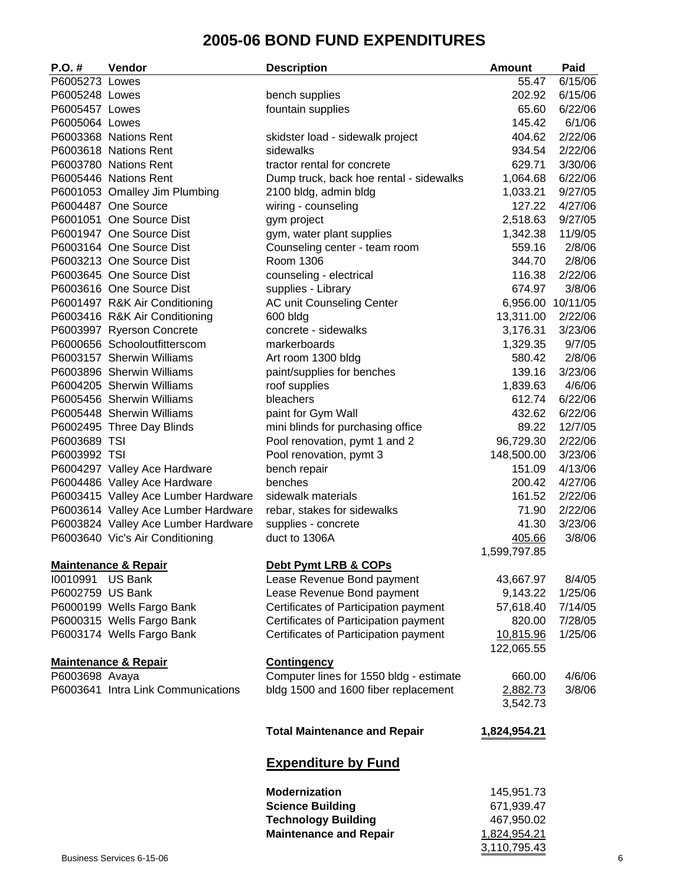# 2005-06 BOND FUND EXPENDITURES

| P.O. # | Vendor | Description | Amount | Paid |
|---|---|---|---|---|
| P6005273 | Lowes | | 55.47 | 6/15/06 |
| P6005248 | Lowes | bench supplies | 202.92 | 6/15/06 |
| P6005457 | Lowes | fountain supplies | 65.60 | 6/22/06 |
| P6005064 | Lowes | | 145.42 | 6/1/06 |
| P6003368 | Nations Rent | skidster load - sidewalk project | 404.62 | 2/22/06 |
| P6003618 | Nations Rent | sidewalks | 934.54 | 2/22/06 |
| P6003780 | Nations Rent | tractor rental for concrete | 629.71 | 3/30/06 |
| P6005446 | Nations Rent | Dump truck, back hoe rental - sidewalks | 1,064.68 | 6/22/06 |
| P6001053 | Omalley Jim Plumbing | 2100 bldg, admin bldg | 1,033.21 | 9/27/05 |
| P6004487 | One Source | wiring - counseling | 127.22 | 4/27/06 |
| P6001051 | One Source Dist | gym project | 2,518.63 | 9/27/05 |
| P6001947 | One Source Dist | gym, water plant supplies | 1,342.38 | 11/9/05 |
| P6003164 | One Source Dist | Counseling center - team room | 559.16 | 2/8/06 |
| P6003213 | One Source Dist | Room 1306 | 344.70 | 2/8/06 |
| P6003645 | One Source Dist | counseling - electrical | 116.38 | 2/22/06 |
| P6003616 | One Source Dist | supplies - Library | 674.97 | 3/8/06 |
| P6001497 | R&K Air Conditioning | AC unit Counseling Center | 6,956.00 | 10/11/05 |
| P6003416 | R&K Air Conditioning | 600 bldg | 13,311.00 | 2/22/06 |
| P6003997 | Ryerson Concrete | concrete - sidewalks | 3,176.31 | 3/23/06 |
| P6000656 | Schooloutfitterscom | markerboards | 1,329.35 | 9/7/05 |
| P6003157 | Sherwin Williams | Art room 1300 bldg | 580.42 | 2/8/06 |
| P6003896 | Sherwin Williams | paint/supplies for benches | 139.16 | 3/23/06 |
| P6004205 | Sherwin Williams | roof supplies | 1,839.63 | 4/6/06 |
| P6005456 | Sherwin Williams | bleachers | 612.74 | 6/22/06 |
| P6005448 | Sherwin Williams | paint for Gym Wall | 432.62 | 6/22/06 |
| P6002495 | Three Day Blinds | mini blinds for purchasing office | 89.22 | 12/7/05 |
| P6003689 | TSI | Pool renovation, pymt 1 and 2 | 96,729.30 | 2/22/06 |
| P6003992 | TSI | Pool renovation, pymt 3 | 148,500.00 | 3/23/06 |
| P6004297 | Valley Ace Hardware | bench repair | 151.09 | 4/13/06 |
| P6004486 | Valley Ace Hardware | benches | 200.42 | 4/27/06 |
| P6003415 | Valley Ace Lumber Hardware | sidewalk materials | 161.52 | 2/22/06 |
| P6003614 | Valley Ace Lumber Hardware | rebar, stakes for sidewalks | 71.90 | 2/22/06 |
| P6003824 | Valley Ace Lumber Hardware | supplies - concrete | 41.30 | 3/23/06 |
| P6003640 | Vic's Air Conditioning | duct to 1306A | 405.66 | 3/8/06 |
| | | | 1,599,797.85 | |
| **Maintenance & Repair** | | **Debt Pymt LRB & COPs** | | |
| I0010991 | US Bank | Lease Revenue Bond payment | 43,667.97 | 8/4/05 |
| P6002759 | US Bank | Lease Revenue Bond payment | 9,143.22 | 1/25/06 |
| P6000199 | Wells Fargo Bank | Certificates of Participation payment | 57,618.40 | 7/14/05 |
| P6000315 | Wells Fargo Bank | Certificates of Participation payment | 820.00 | 7/28/05 |
| P6003174 | Wells Fargo Bank | Certificates of Participation payment | 10,815.96 | 1/25/06 |
| | | | 122,065.55 | |
| **Maintenance & Repair** | | **Contingency** | | |
| P6003698 | Avaya | Computer lines for 1550 bldg - estimate | 660.00 | 4/6/06 |
| P6003641 | Intra Link Communications | bldg 1500 and 1600 fiber replacement | 2,882.73 | 3/8/06 |
| | | | 3,542.73 | |
| | | **Total Maintenance and Repair** | **1,824,954.21** | |

## Expenditure by Fund

| | |
|---|---|
| **Modernization** | 145,951.73 |
| **Science Building** | 671,939.47 |
| **Technology Building** | 467,950.02 |
| **Maintenance and Repair** | 1,824,954.21 |
| | 3,110,795.43 |

Business Services 6-15-06